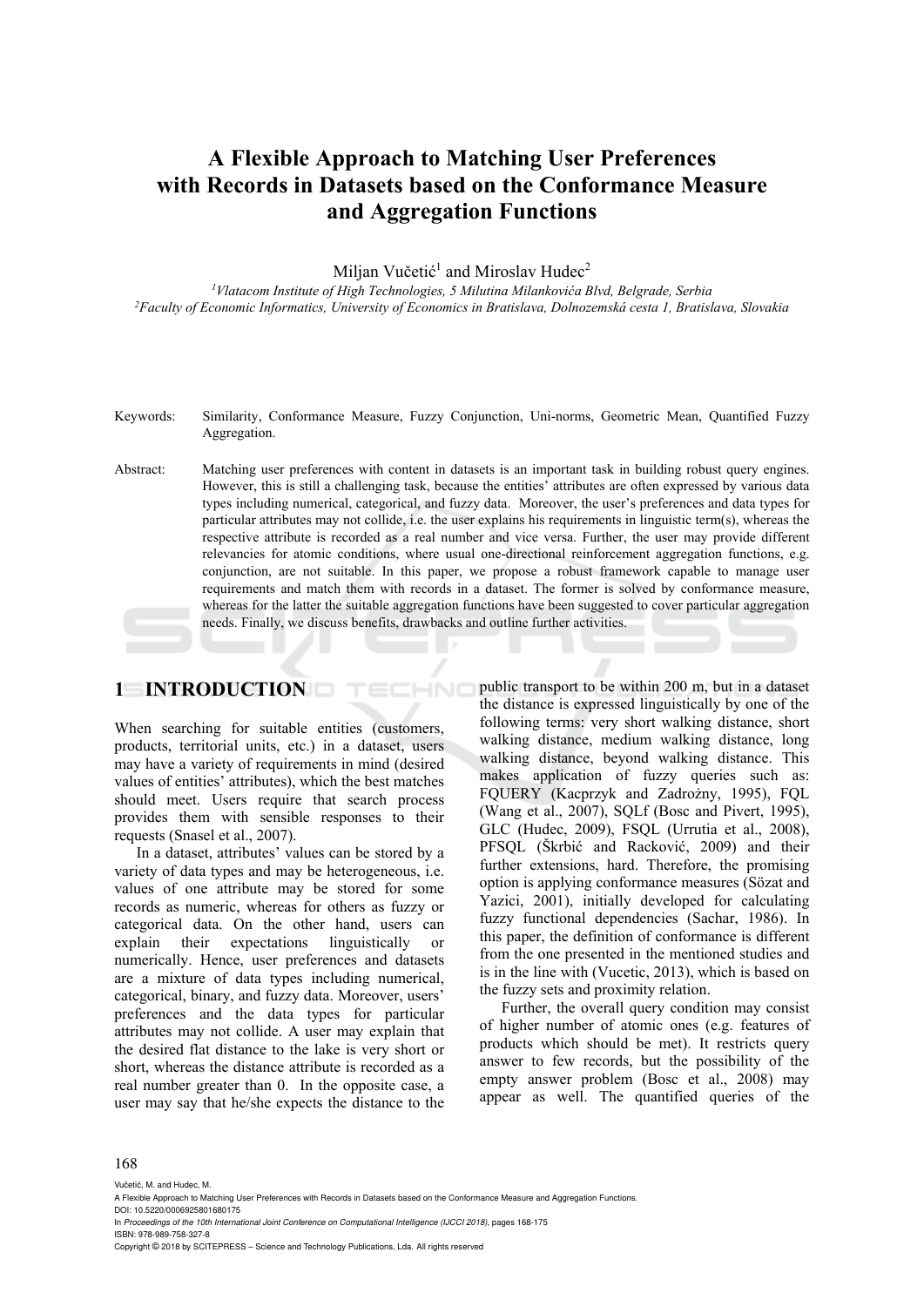# A Flexible Approach to Matching User Preferences with Records in Datasets based on the Conformance Measure and Aggregation Functions

Miljan Vučetić[1] and Miroslav Hudec[2]

[1]*Vlatacom Institute of High Technologies, 5 Milutina Milankovića Blvd, Belgrade, Serbia*
[2]*Faculty of Economic Informatics, University of Economics in Bratislava, Dolnozemská cesta 1, Bratislava, Slovakia*

Keywords: Similarity, Conformance Measure, Fuzzy Conjunction, Uni-norms, Geometric Mean, Quantified Fuzzy Aggregation.

Abstract: Matching user preferences with content in datasets is an important task in building robust query engines. However, this is still a challenging task, because the entities' attributes are often expressed by various data types including numerical, categorical, and fuzzy data. Moreover, the user's preferences and data types for particular attributes may not collide, i.e. the user explains his requirements in linguistic term(s), whereas the respective attribute is recorded as a real number and vice versa. Further, the user may provide different relevancies for atomic conditions, where usual one-directional reinforcement aggregation functions, e.g. conjunction, are not suitable. In this paper, we propose a robust framework capable to manage user requirements and match them with records in a dataset. The former is solved by conformance measure, whereas for the latter the suitable aggregation functions have been suggested to cover particular aggregation needs. Finally, we discuss benefits, drawbacks and outline further activities.

## 1 INTRODUCTION

When searching for suitable entities (customers, products, territorial units, etc.) in a dataset, users may have a variety of requirements in mind (desired values of entities' attributes), which the best matches should meet. Users require that search process provides them with sensible responses to their requests (Snasel et al., 2007).

In a dataset, attributes' values can be stored by a variety of data types and may be heterogeneous, i.e. values of one attribute may be stored for some records as numeric, whereas for others as fuzzy or categorical data. On the other hand, users can explain their expectations linguistically or numerically. Hence, user preferences and datasets are a mixture of data types including numerical, categorical, binary, and fuzzy data. Moreover, users' preferences and the data types for particular attributes may not collide. A user may explain that the desired flat distance to the lake is very short or short, whereas the distance attribute is recorded as a real number greater than 0. In the opposite case, a user may say that he/she expects the distance to the public transport to be within 200 m, but in a dataset the distance is expressed linguistically by one of the following terms: very short walking distance, short walking distance, medium walking distance, long walking distance, beyond walking distance. This makes application of fuzzy queries such as: FQUERY (Kacprzyk and Zadrożny, 1995), FQL (Wang et al., 2007), SQLf (Bosc and Pivert, 1995), GLC (Hudec, 2009), FSQL (Urrutia et al., 2008), PFSQL (Škrbić and Racković, 2009) and their further extensions, hard. Therefore, the promising option is applying conformance measures (Sözat and Yazici, 2001), initially developed for calculating fuzzy functional dependencies (Sachar, 1986). In this paper, the definition of conformance is different from the one presented in the mentioned studies and is in the line with (Vucetic, 2013), which is based on the fuzzy sets and proximity relation.

Further, the overall query condition may consist of higher number of atomic ones (e.g. features of products which should be met). It restricts query answer to few records, but the possibility of the empty answer problem (Bosc et al., 2008) may appear as well. The quantified queries of the

Vučetić, M. and Hudec, M.
A Flexible Approach to Matching User Preferences with Records in Datasets based on the Conformance Measure and Aggregation Functions.
DOI: 10.5220/0006925801680175
In *Proceedings of the 10th International Joint Conference on Computational Intelligence (IJCCI 2018)*, pages 168-175
ISBN: 978-989-758-327-8
Copyright © 2018 by SCITEPRESS – Science and Technology Publications, Lda. All rights reserved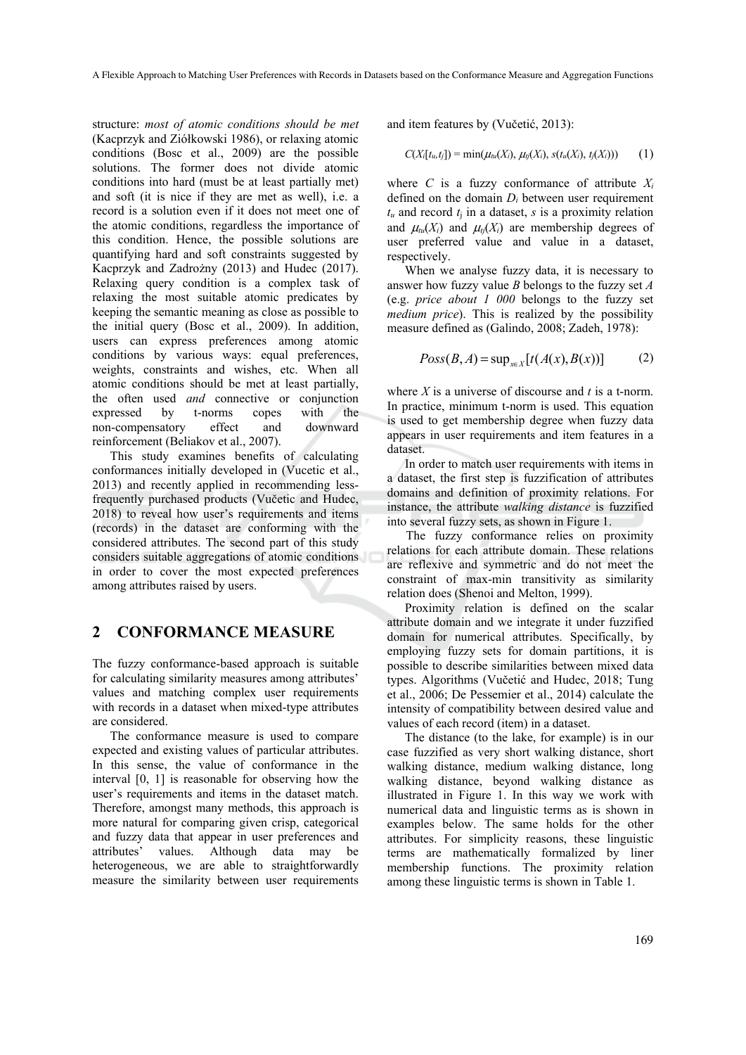structure: *most of atomic conditions should be met* (Kacprzyk and Ziółkowski 1986), or relaxing atomic conditions (Bosc et al., 2009) are the possible solutions. The former does not divide atomic conditions into hard (must be at least partially met) and soft (it is nice if they are met as well), i.e. a record is a solution even if it does not meet one of the atomic conditions, regardless the importance of this condition. Hence, the possible solutions are quantifying hard and soft constraints suggested by Kacprzyk and Zadrożny (2013) and Hudec (2017). Relaxing query condition is a complex task of relaxing the most suitable atomic predicates by keeping the semantic meaning as close as possible to the initial query (Bosc et al., 2009). In addition, users can express preferences among atomic conditions by various ways: equal preferences, weights, constraints and wishes, etc. When all atomic conditions should be met at least partially, the often used *and* connective or conjunction expressed by t-norms copes with the non-compensatory effect and downward reinforcement (Beliakov et al., 2007).

This study examines benefits of calculating conformances initially developed in (Vucetic et al., 2013) and recently applied in recommending less-frequently purchased products (Vučetic and Hudec, 2018) to reveal how user's requirements and items (records) in the dataset are conforming with the considered attributes. The second part of this study considers suitable aggregations of atomic conditions in order to cover the most expected preferences among attributes raised by users.

## 2 CONFORMANCE MEASURE

The fuzzy conformance-based approach is suitable for calculating similarity measures among attributes' values and matching complex user requirements with records in a dataset when mixed-type attributes are considered.

The conformance measure is used to compare expected and existing values of particular attributes. In this sense, the value of conformance in the interval [0, 1] is reasonable for observing how the user's requirements and items in the dataset match. Therefore, amongst many methods, this approach is more natural for comparing given crisp, categorical and fuzzy data that appear in user preferences and attributes' values. Although data may be heterogeneous, we are able to straightforwardly measure the similarity between user requirements and item features by (Vučetić, 2013):

$$C(X_i[t_u, t_j]) = \min(\mu_{tu}(X_i), \mu_{tj}(X_i), s(t_u(X_i), t_j(X_i))) \tag{1}$$

where $C$ is a fuzzy conformance of attribute $X_i$ defined on the domain $D_i$ between user requirement $t_u$ and record $t_j$ in a dataset, $s$ is a proximity relation and $\mu_{tu}(X_i)$ and $\mu_{tj}(X_i)$ are membership degrees of user preferred value and value in a dataset, respectively.

When we analyse fuzzy data, it is necessary to answer how fuzzy value $B$ belongs to the fuzzy set $A$ (e.g. *price about 1 000* belongs to the fuzzy set *medium price*). This is realized by the possibility measure defined as (Galindo, 2008; Zadeh, 1978):

$$Poss(B, A) = \sup_{x \in X}[t(A(x), B(x))] \tag{2}$$

where $X$ is a universe of discourse and $t$ is a t-norm. In practice, minimum t-norm is used. This equation is used to get membership degree when fuzzy data appears in user requirements and item features in a dataset.

In order to match user requirements with items in a dataset, the first step is fuzzification of attributes domains and definition of proximity relations. For instance, the attribute *walking distance* is fuzzified into several fuzzy sets, as shown in Figure 1.

The fuzzy conformance relies on proximity relations for each attribute domain. These relations are reflexive and symmetric and do not meet the constraint of max-min transitivity as similarity relation does (Shenoi and Melton, 1999).

Proximity relation is defined on the scalar attribute domain and we integrate it under fuzzified domain for numerical attributes. Specifically, by employing fuzzy sets for domain partitions, it is possible to describe similarities between mixed data types. Algorithms (Vučetić and Hudec, 2018; Tung et al., 2006; De Pessemier et al., 2014) calculate the intensity of compatibility between desired value and values of each record (item) in a dataset.

The distance (to the lake, for example) is in our case fuzzified as very short walking distance, short walking distance, medium walking distance, long walking distance, beyond walking distance as illustrated in Figure 1. In this way we work with numerical data and linguistic terms as is shown in examples below. The same holds for the other attributes. For simplicity reasons, these linguistic terms are mathematically formalized by liner membership functions. The proximity relation among these linguistic terms is shown in Table 1.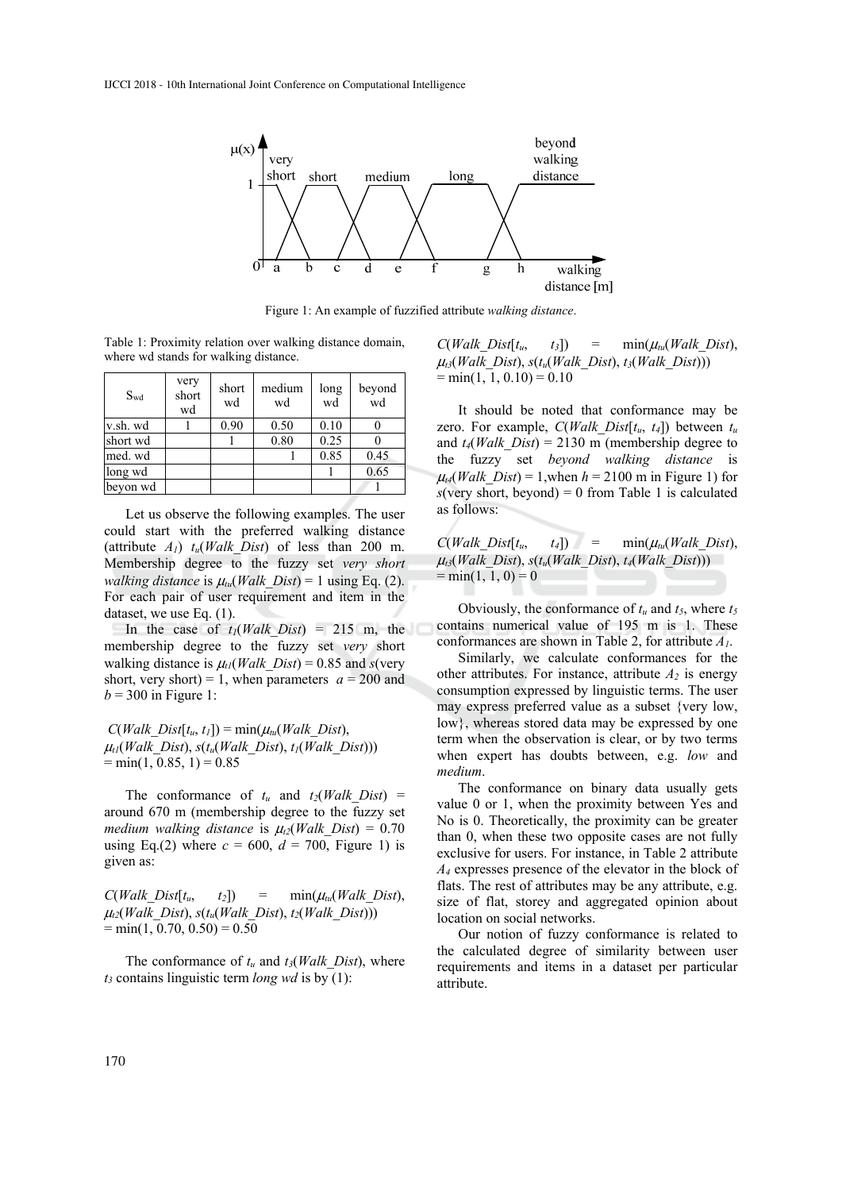Figure 1: An example of fuzzified attribute *walking distance*.

Table 1: Proximity relation over walking distance domain, where wd stands for walking distance.

| $S_{wd}$ | very short wd | short wd | medium wd | long wd | beyond wd |
|---|---|---|---|---|---|
| v.sh. wd | 1 | 0.90 | 0.50 | 0.10 | 0 |
| short wd | | 1 | 0.80 | 0.25 | 0 |
| med. wd | | | 1 | 0.85 | 0.45 |
| long wd | | | | 1 | 0.65 |
| beyon wd | | | | | 1 |

Let us observe the following examples. The user could start with the preferred walking distance (attribute $A_1$) $t_u(Walk\_Dist)$ of less than 200 m. Membership degree to the fuzzy set *very short walking distance* is $\mu_{tu}(Walk\_Dist) = 1$ using Eq. (2). For each pair of user requirement and item in the dataset, we use Eq. (1).

In the case of $t_1(Walk\_Dist) = 215$ m, the membership degree to the fuzzy set *very* short walking distance is $\mu_{t1}(Walk\_Dist) = 0.85$ and $s$(very short, very short) = 1, when parameters $a = 200$ and $b = 300$ in Figure 1:

$$C(Walk\_Dist[t_u, t_1]) = \min(\mu_{tu}(Walk\_Dist), \mu_{t1}(Walk\_Dist), s(t_u(Walk\_Dist), t_1(Walk\_Dist))) = \min(1, 0.85, 1) = 0.85$$

The conformance of $t_u$ and $t_2(Walk\_Dist)$ = around 670 m (membership degree to the fuzzy set *medium walking distance* is $\mu_{t2}(Walk\_Dist) = 0.70$ using Eq.(2) where $c = 600$, $d = 700$, Figure 1) is given as:

$$C(Walk\_Dist[t_u, t_2]) = \min(\mu_{tu}(Walk\_Dist), \mu_{t2}(Walk\_Dist), s(t_u(Walk\_Dist), t_2(Walk\_Dist))) = \min(1, 0.70, 0.50) = 0.50$$

The conformance of $t_u$ and $t_3(Walk\_Dist)$, where $t_3$ contains linguistic term *long wd* is by (1):

$$C(Walk\_Dist[t_u, t_3]) = \min(\mu_{tu}(Walk\_Dist), \mu_{t3}(Walk\_Dist), s(t_u(Walk\_Dist), t_3(Walk\_Dist))) = \min(1, 1, 0.10) = 0.10$$

It should be noted that conformance may be zero. For example, $C(Walk\_Dist[t_u, t_4])$ between $t_u$ and $t_4(Walk\_Dist) = 2130$ m (membership degree to the fuzzy set *beyond walking distance* is $\mu_{t4}(Walk\_Dist) = 1$, when $h = 2100$ m in Figure 1) for $s$(very short, beyond) = 0 from Table 1 is calculated as follows:

$$C(Walk\_Dist[t_u, t_4]) = \min(\mu_{tu}(Walk\_Dist), \mu_{t3}(Walk\_Dist), s(t_u(Walk\_Dist), t_4(Walk\_Dist))) = \min(1, 1, 0) = 0$$

Obviously, the conformance of $t_u$ and $t_5$, where $t_5$ contains numerical value of 195 m is 1. These conformances are shown in Table 2, for attribute $A_1$.

Similarly, we calculate conformances for the other attributes. For instance, attribute $A_2$ is energy consumption expressed by linguistic terms. The user may express preferred value as a subset {very low, low}, whereas stored data may be expressed by one term when the observation is clear, or by two terms when expert has doubts between, e.g. *low* and *medium*.

The conformance on binary data usually gets value 0 or 1, when the proximity between Yes and No is 0. Theoretically, the proximity can be greater than 0, when these two opposite cases are not fully exclusive for users. For instance, in Table 2 attribute $A_4$ expresses presence of the elevator in the block of flats. The rest of attributes may be any attribute, e.g. size of flat, storey and aggregated opinion about location on social networks.

Our notion of fuzzy conformance is related to the calculated degree of similarity between user requirements and items in a dataset per particular attribute.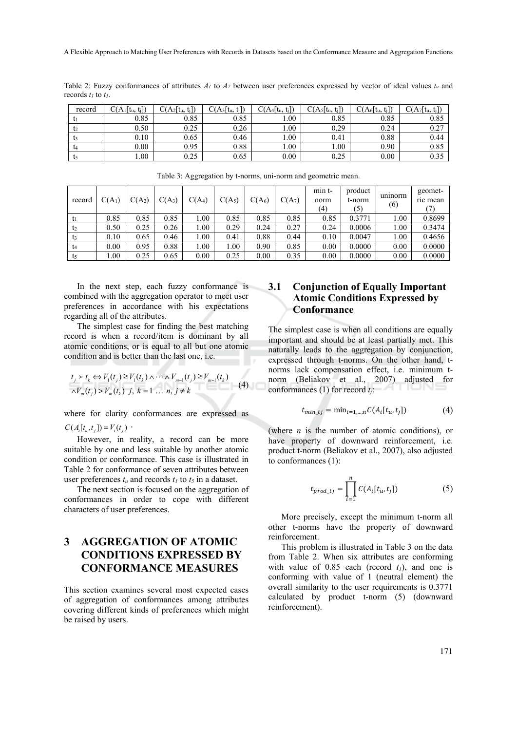Table 2: Fuzzy conformances of attributes $A_1$ to $A_7$ between user preferences expressed by vector of ideal values $t_u$ and records $t_1$ to $t_5$.

| record | $C(A_1[t_u, t_j])$ | $C(A_2[t_u, t_j])$ | $C(A_3[t_u, t_j])$ | $C(A_4[t_u, t_j])$ | $C(A_5[t_u, t_j])$ | $C(A_6[t_u, t_j])$ | $C(A_7[t_u, t_j])$ |
|---|---|---|---|---|---|---|---|
| $t_1$ | 0.85 | 0.85 | 0.85 | 1.00 | 0.85 | 0.85 | 0.85 |
| $t_2$ | 0.50 | 0.25 | 0.26 | 1.00 | 0.29 | 0.24 | 0.27 |
| $t_3$ | 0.10 | 0.65 | 0.46 | 1.00 | 0.41 | 0.88 | 0.44 |
| $t_4$ | 0.00 | 0.95 | 0.88 | 1.00 | 1.00 | 0.90 | 0.85 |
| $t_5$ | 1.00 | 0.25 | 0.65 | 0.00 | 0.25 | 0.00 | 0.35 |

Table 3: Aggregation by t-norms, uni-norm and geometric mean.

| record | $C(A_1)$ | $C(A_2)$ | $C(A_3)$ | $C(A_4)$ | $C(A_5)$ | $C(A_6)$ | $C(A_7)$ | min t-norm (4) | product t-norm (5) | uninorm (6) | geometric mean (7) |
|---|---|---|---|---|---|---|---|---|---|---|---|
| $t_1$ | 0.85 | 0.85 | 0.85 | 1.00 | 0.85 | 0.85 | 0.85 | 0.85 | 0.3771 | 1.00 | 0.8699 |
| $t_2$ | 0.50 | 0.25 | 0.26 | 1.00 | 0.29 | 0.24 | 0.27 | 0.24 | 0.0006 | 1.00 | 0.3474 |
| $t_3$ | 0.10 | 0.65 | 0.46 | 1.00 | 0.41 | 0.88 | 0.44 | 0.10 | 0.0047 | 1.00 | 0.4656 |
| $t_4$ | 0.00 | 0.95 | 0.88 | 1.00 | 1.00 | 0.90 | 0.85 | 0.00 | 0.0000 | 0.00 | 0.0000 |
| $t_5$ | 1.00 | 0.25 | 0.65 | 0.00 | 0.25 | 0.00 | 0.35 | 0.00 | 0.0000 | 0.00 | 0.0000 |

In the next step, each fuzzy conformance is combined with the aggregation operator to meet user preferences in accordance with his expectations regarding all of the attributes.

The simplest case for finding the best matching record is when a record/item is dominant by all atomic conditions, or is equal to all but one atomic condition and is better than the last one, i.e.

$$t_j \succ t_k \Leftrightarrow V_1(t_j) \geq V_1(t_k) \wedge \cdots \wedge V_{m-1}(t_j) \geq V_{m-1}(t_k) \wedge V_m(t_j) > V_m(t_k) \;\; j,\; k = 1 \;\ldots\; n,\; j \neq k \tag{4}$$

where for clarity conformances are expressed as $C(A_i[t_u, t_j]) = V_i(t_j)$ .

However, in reality, a record can be more suitable by one and less suitable by another atomic condition or conformance. This case is illustrated in Table 2 for conformance of seven attributes between user preferences $t_u$ and records $t_1$ to $t_5$ in a dataset.

The next section is focused on the aggregation of conformances in order to cope with different characters of user preferences.

# 3 AGGREGATION OF ATOMIC CONDITIONS EXPRESSED BY CONFORMANCE MEASURES

This section examines several most expected cases of aggregation of conformances among attributes covering different kinds of preferences which might be raised by users.

## 3.1 Conjunction of Equally Important Atomic Conditions Expressed by Conformance

The simplest case is when all conditions are equally important and should be at least partially met. This naturally leads to the aggregation by conjunction, expressed through t-norms. On the other hand, t-norms lack compensation effect, i.e. minimum t-norm (Beliakov et al., 2007) adjusted for conformances (1) for record $t_j$:

$$t_{min\_tj} = \min_{i=1,\ldots,n} C(A_i[t_u, t_j]) \tag{4}$$

(where $n$ is the number of atomic conditions), or have property of downward reinforcement, i.e. product t-norm (Beliakov et al., 2007), also adjusted to conformances (1):

$$t_{prod\_tj} = \prod_{i=1}^{n} C(A_i[t_u, t_j]) \tag{5}$$

More precisely, except the minimum t-norm all other t-norms have the property of downward reinforcement.

This problem is illustrated in Table 3 on the data from Table 2. When six attributes are conforming with value of 0.85 each (record $t_1$), and one is conforming with value of 1 (neutral element) the overall similarity to the user requirements is 0.3771 calculated by product t-norm (5) (downward reinforcement).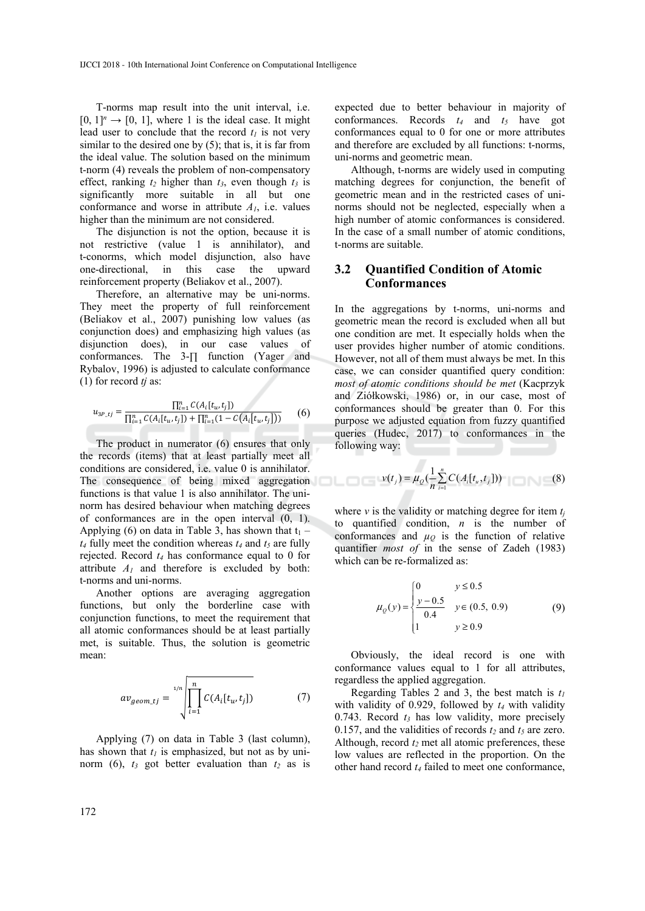T-norms map result into the unit interval, i.e. $[0, 1]^n \rightarrow [0, 1]$, where 1 is the ideal case. It might lead user to conclude that the record $t_1$ is not very similar to the desired one by (5); that is, it is far from the ideal value. The solution based on the minimum t-norm (4) reveals the problem of non-compensatory effect, ranking $t_2$ higher than $t_3$, even though $t_3$ is significantly more suitable in all but one conformance and worse in attribute $A_1$, i.e. values higher than the minimum are not considered.

The disjunction is not the option, because it is not restrictive (value 1 is annihilator), and t-conorms, which model disjunction, also have one-directional, in this case the upward reinforcement property (Beliakov et al., 2007).

Therefore, an alternative may be uni-norms. They meet the property of full reinforcement (Beliakov et al., 2007) punishing low values (as conjunction does) and emphasizing high values (as disjunction does), in our case values of conformances. The 3-∏ function (Yager and Rybalov, 1996) is adjusted to calculate conformance (1) for record *tj* as:

$$u_{3P\_tj} = \frac{\prod_{i=1}^{n} C(A_i[t_u, t_j])}{\prod_{i=1}^{n} C(A_i[t_u, t_j]) + \prod_{i=1}^{n}(1 - C(A_i[t_u, t_j]))} \quad (6)$$

The product in numerator (6) ensures that only the records (items) that at least partially meet all conditions are considered, i.e. value 0 is annihilator. The consequence of being mixed aggregation functions is that value 1 is also annihilator. The uni-norm has desired behaviour when matching degrees of conformances are in the open interval (0, 1). Applying (6) on data in Table 3, has shown that $t_1 - t_4$ fully meet the condition whereas $t_4$ and $t_5$ are fully rejected. Record $t_4$ has conformance equal to 0 for attribute $A_1$ and therefore is excluded by both: t-norms and uni-norms.

Another options are averaging aggregation functions, but only the borderline case with conjunction functions, to meet the requirement that all atomic conformances should be at least partially met, is suitable. Thus, the solution is geometric mean:

$$av_{geom\_tj} = \sqrt[1/n]{\prod_{i=1}^{n} C(A_i[t_u, t_j])} \quad (7)$$

Applying (7) on data in Table 3 (last column), has shown that $t_1$ is emphasized, but not as by uni-norm (6), $t_3$ got better evaluation than $t_2$ as is expected due to better behaviour in majority of conformances. Records $t_4$ and $t_5$ have got conformances equal to 0 for one or more attributes and therefore are excluded by all functions: t-norms, uni-norms and geometric mean.

Although, t-norms are widely used in computing matching degrees for conjunction, the benefit of geometric mean and in the restricted cases of uni-norms should not be neglected, especially when a high number of atomic conformances is considered. In the case of a small number of atomic conditions, t-norms are suitable.

### 3.2 Quantified Condition of Atomic Conformances

In the aggregations by t-norms, uni-norms and geometric mean the record is excluded when all but one condition are met. It especially holds when the user provides higher number of atomic conditions. However, not all of them must always be met. In this case, we can consider quantified query condition: *most of atomic conditions should be met* (Kacprzyk and Ziółkowski, 1986) or, in our case, most of conformances should be greater than 0. For this purpose we adjusted equation from fuzzy quantified queries (Hudec, 2017) to conformances in the following way:

$$v(t_j) = \mu_Q\left(\frac{1}{n}\sum_{i=1}^{n} C(A_i[t_u, t_j])\right) \quad (8)$$

where $v$ is the validity or matching degree for item $t_j$ to quantified condition, $n$ is the number of conformances and $\mu_Q$ is the function of relative quantifier *most of* in the sense of Zadeh (1983) which can be re-formalized as:

$$\mu_Q(y) = \begin{cases} 0 & y \le 0.5 \\ \dfrac{y - 0.5}{0.4} & y \in (0.5,\ 0.9) \\ 1 & y \ge 0.9 \end{cases} \quad (9)$$

Obviously, the ideal record is one with conformance values equal to 1 for all attributes, regardless the applied aggregation.

Regarding Tables 2 and 3, the best match is $t_1$ with validity of 0.929, followed by $t_4$ with validity 0.743. Record $t_3$ has low validity, more precisely 0.157, and the validities of records $t_2$ and $t_5$ are zero. Although, record $t_2$ met all atomic preferences, these low values are reflected in the proportion. On the other hand record $t_4$ failed to meet one conformance,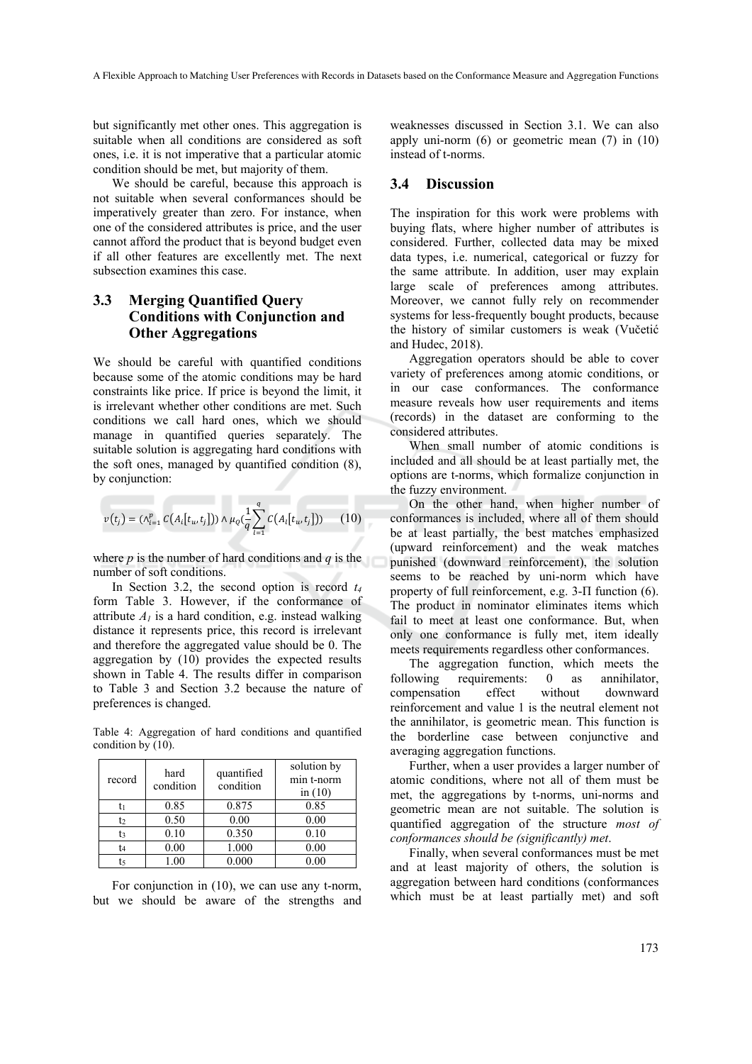but significantly met other ones. This aggregation is suitable when all conditions are considered as soft ones, i.e. it is not imperative that a particular atomic condition should be met, but majority of them.

We should be careful, because this approach is not suitable when several conformances should be imperatively greater than zero. For instance, when one of the considered attributes is price, and the user cannot afford the product that is beyond budget even if all other features are excellently met. The next subsection examines this case.

### 3.3 Merging Quantified Query Conditions with Conjunction and Other Aggregations

We should be careful with quantified conditions because some of the atomic conditions may be hard constraints like price. If price is beyond the limit, it is irrelevant whether other conditions are met. Such conditions we call hard ones, which we should manage in quantified queries separately. The suitable solution is aggregating hard conditions with the soft ones, managed by quantified condition (8), by conjunction:

$$v(t_j) = (\wedge_{i=1}^{p} C(A_i[t_u, t_j])) \wedge \mu_Q(\frac{1}{q}\sum_{i=1}^{q} C(A_i[t_u, t_j])) \quad (10)$$

where $p$ is the number of hard conditions and $q$ is the number of soft conditions.

In Section 3.2, the second option is record $t_4$ form Table 3. However, if the conformance of attribute $A_1$ is a hard condition, e.g. instead walking distance it represents price, this record is irrelevant and therefore the aggregated value should be 0. The aggregation by (10) provides the expected results shown in Table 4. The results differ in comparison to Table 3 and Section 3.2 because the nature of preferences is changed.

Table 4: Aggregation of hard conditions and quantified condition by (10).

| record | hard condition | quantified condition | solution by min t-norm in (10) |
|---|---|---|---|
| $t_1$ | 0.85 | 0.875 | 0.85 |
| $t_2$ | 0.50 | 0.00 | 0.00 |
| $t_3$ | 0.10 | 0.350 | 0.10 |
| $t_4$ | 0.00 | 1.000 | 0.00 |
| $t_5$ | 1.00 | 0.000 | 0.00 |

For conjunction in (10), we can use any t-norm, but we should be aware of the strengths and weaknesses discussed in Section 3.1. We can also apply uni-norm (6) or geometric mean (7) in (10) instead of t-norms.

### 3.4 Discussion

The inspiration for this work were problems with buying flats, where higher number of attributes is considered. Further, collected data may be mixed data types, i.e. numerical, categorical or fuzzy for the same attribute. In addition, user may explain large scale of preferences among attributes. Moreover, we cannot fully rely on recommender systems for less-frequently bought products, because the history of similar customers is weak (Vučetić and Hudec, 2018).

Aggregation operators should be able to cover variety of preferences among atomic conditions, or in our case conformances. The conformance measure reveals how user requirements and items (records) in the dataset are conforming to the considered attributes.

When small number of atomic conditions is included and all should be at least partially met, the options are t-norms, which formalize conjunction in the fuzzy environment.

On the other hand, when higher number of conformances is included, where all of them should be at least partially, the best matches emphasized (upward reinforcement) and the weak matches punished (downward reinforcement), the solution seems to be reached by uni-norm which have property of full reinforcement, e.g. 3-Π function (6). The product in nominator eliminates items which fail to meet at least one conformance. But, when only one conformance is fully met, item ideally meets requirements regardless other conformances.

The aggregation function, which meets the following requirements: 0 as annihilator, compensation effect without downward reinforcement and value 1 is the neutral element not the annihilator, is geometric mean. This function is the borderline case between conjunctive and averaging aggregation functions.

Further, when a user provides a larger number of atomic conditions, where not all of them must be met, the aggregations by t-norms, uni-norms and geometric mean are not suitable. The solution is quantified aggregation of the structure *most of conformances should be (significantly) met*.

Finally, when several conformances must be met and at least majority of others, the solution is aggregation between hard conditions (conformances which must be at least partially met) and soft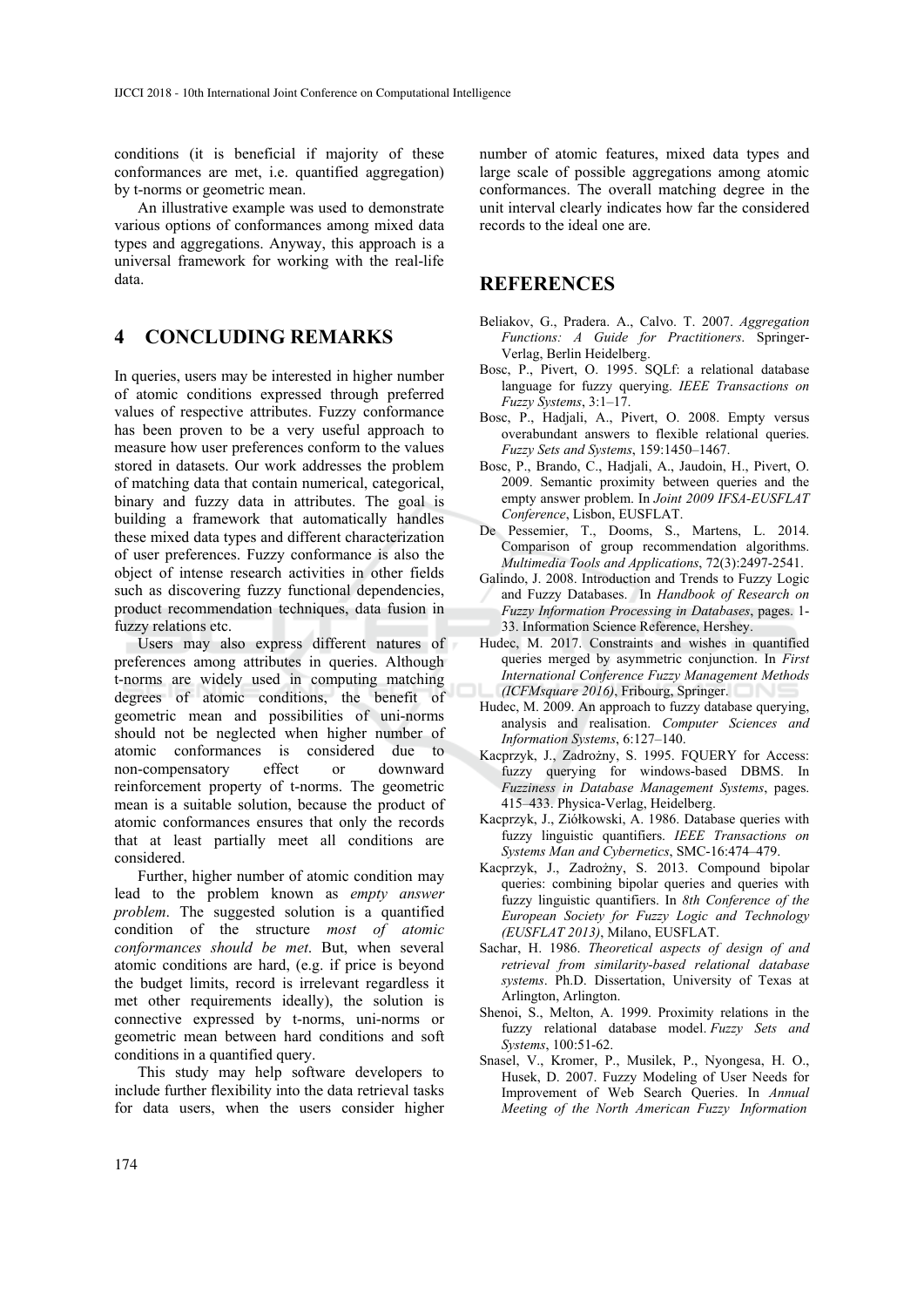conditions (it is beneficial if majority of these conformances are met, i.e. quantified aggregation) by t-norms or geometric mean.

An illustrative example was used to demonstrate various options of conformances among mixed data types and aggregations. Anyway, this approach is a universal framework for working with the real-life data.

## 4 CONCLUDING REMARKS

In queries, users may be interested in higher number of atomic conditions expressed through preferred values of respective attributes. Fuzzy conformance has been proven to be a very useful approach to measure how user preferences conform to the values stored in datasets. Our work addresses the problem of matching data that contain numerical, categorical, binary and fuzzy data in attributes. The goal is building a framework that automatically handles these mixed data types and different characterization of user preferences. Fuzzy conformance is also the object of intense research activities in other fields such as discovering fuzzy functional dependencies, product recommendation techniques, data fusion in fuzzy relations etc.

Users may also express different natures of preferences among attributes in queries. Although t-norms are widely used in computing matching degrees of atomic conditions, the benefit of geometric mean and possibilities of uni-norms should not be neglected when higher number of atomic conformances is considered due to non-compensatory effect or downward reinforcement property of t-norms. The geometric mean is a suitable solution, because the product of atomic conformances ensures that only the records that at least partially meet all conditions are considered.

Further, higher number of atomic condition may lead to the problem known as *empty answer problem*. The suggested solution is a quantified condition of the structure *most of atomic conformances should be met*. But, when several atomic conditions are hard, (e.g. if price is beyond the budget limits, record is irrelevant regardless it met other requirements ideally), the solution is connective expressed by t-norms, uni-norms or geometric mean between hard conditions and soft conditions in a quantified query.

This study may help software developers to include further flexibility into the data retrieval tasks for data users, when the users consider higher number of atomic features, mixed data types and large scale of possible aggregations among atomic conformances. The overall matching degree in the unit interval clearly indicates how far the considered records to the ideal one are.

## REFERENCES

Beliakov, G., Pradera. A., Calvo. T. 2007. *Aggregation Functions: A Guide for Practitioners*. Springer-Verlag, Berlin Heidelberg.

Bosc, P., Pivert, O. 1995. SQLf: a relational database language for fuzzy querying. *IEEE Transactions on Fuzzy Systems*, 3:1–17.

Bosc, P., Hadjali, A., Pivert, O. 2008. Empty versus overabundant answers to flexible relational queries. *Fuzzy Sets and Systems*, 159:1450–1467.

Bosc, P., Brando, C., Hadjali, A., Jaudoin, H., Pivert, O. 2009. Semantic proximity between queries and the empty answer problem. In *Joint 2009 IFSA-EUSFLAT Conference*, Lisbon, EUSFLAT.

De Pessemier, T., Dooms, S., Martens, L. 2014. Comparison of group recommendation algorithms. *Multimedia Tools and Applications*, 72(3):2497-2541.

Galindo, J. 2008. Introduction and Trends to Fuzzy Logic and Fuzzy Databases. In *Handbook of Research on Fuzzy Information Processing in Databases*, pages. 1-33. Information Science Reference, Hershey.

Hudec, M. 2017. Constraints and wishes in quantified queries merged by asymmetric conjunction. In *First International Conference Fuzzy Management Methods (ICFMsquare 2016)*, Fribourg, Springer.

Hudec, M. 2009. An approach to fuzzy database querying, analysis and realisation. *Computer Sciences and Information Systems*, 6:127–140.

Kacprzyk, J., Zadrożny, S. 1995. FQUERY for Access: fuzzy querying for windows-based DBMS. In *Fuzziness in Database Management Systems*, pages. 415–433. Physica-Verlag, Heidelberg.

Kacprzyk, J., Ziółkowski, A. 1986. Database queries with fuzzy linguistic quantifiers. *IEEE Transactions on Systems Man and Cybernetics*, SMC-16:474–479.

Kacprzyk, J., Zadrożny, S. 2013. Compound bipolar queries: combining bipolar queries and queries with fuzzy linguistic quantifiers. In *8th Conference of the European Society for Fuzzy Logic and Technology (EUSFLAT 2013)*, Milano, EUSFLAT.

Sachar, H. 1986. *Theoretical aspects of design of and retrieval from similarity-based relational database systems*. Ph.D. Dissertation, University of Texas at Arlington, Arlington.

Shenoi, S., Melton, A. 1999. Proximity relations in the fuzzy relational database model. *Fuzzy Sets and Systems*, 100:51-62.

Snasel, V., Kromer, P., Musilek, P., Nyongesa, H. O., Husek, D. 2007. Fuzzy Modeling of User Needs for Improvement of Web Search Queries. In *Annual Meeting of the North American Fuzzy Information*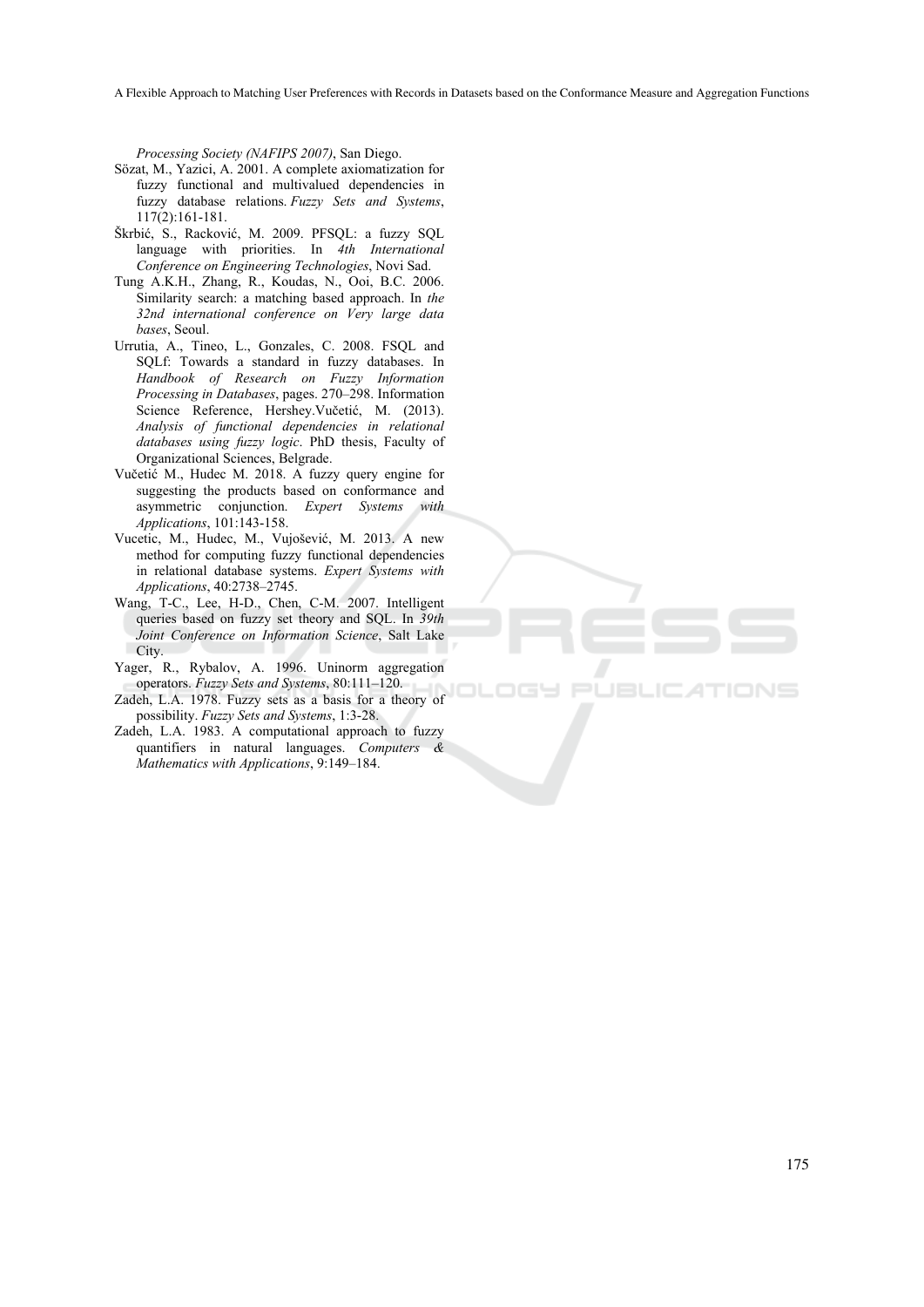*Processing Society (NAFIPS 2007)*, San Diego.

Sözat, M., Yazici, A. 2001. A complete axiomatization for fuzzy functional and multivalued dependencies in fuzzy database relations. *Fuzzy Sets and Systems*, 117(2):161-181.

Škrbić, S., Racković, M. 2009. PFSQL: a fuzzy SQL language with priorities. In *4th International Conference on Engineering Technologies*, Novi Sad.

Tung A.K.H., Zhang, R., Koudas, N., Ooi, B.C. 2006. Similarity search: a matching based approach. In *the 32nd international conference on Very large data bases*, Seoul.

Urrutia, A., Tineo, L., Gonzales, C. 2008. FSQL and SQLf: Towards a standard in fuzzy databases. In *Handbook of Research on Fuzzy Information Processing in Databases*, pages. 270–298. Information Science Reference, Hershey.Vučetić, M. (2013). *Analysis of functional dependencies in relational databases using fuzzy logic*. PhD thesis, Faculty of Organizational Sciences, Belgrade.

Vučetić M., Hudec M. 2018. A fuzzy query engine for suggesting the products based on conformance and asymmetric conjunction. *Expert Systems with Applications*, 101:143-158.

Vucetic, M., Hudec, M., Vujošević, M. 2013. A new method for computing fuzzy functional dependencies in relational database systems. *Expert Systems with Applications*, 40:2738–2745.

Wang, T-C., Lee, H-D., Chen, C-M. 2007. Intelligent queries based on fuzzy set theory and SQL. In *39th Joint Conference on Information Science*, Salt Lake City.

Yager, R., Rybalov, A. 1996. Uninorm aggregation operators. *Fuzzy Sets and Systems*, 80:111–120.

Zadeh, L.A. 1978. Fuzzy sets as a basis for a theory of possibility. *Fuzzy Sets and Systems*, 1:3-28.

Zadeh, L.A. 1983. A computational approach to fuzzy quantifiers in natural languages. *Computers & Mathematics with Applications*, 9:149–184.